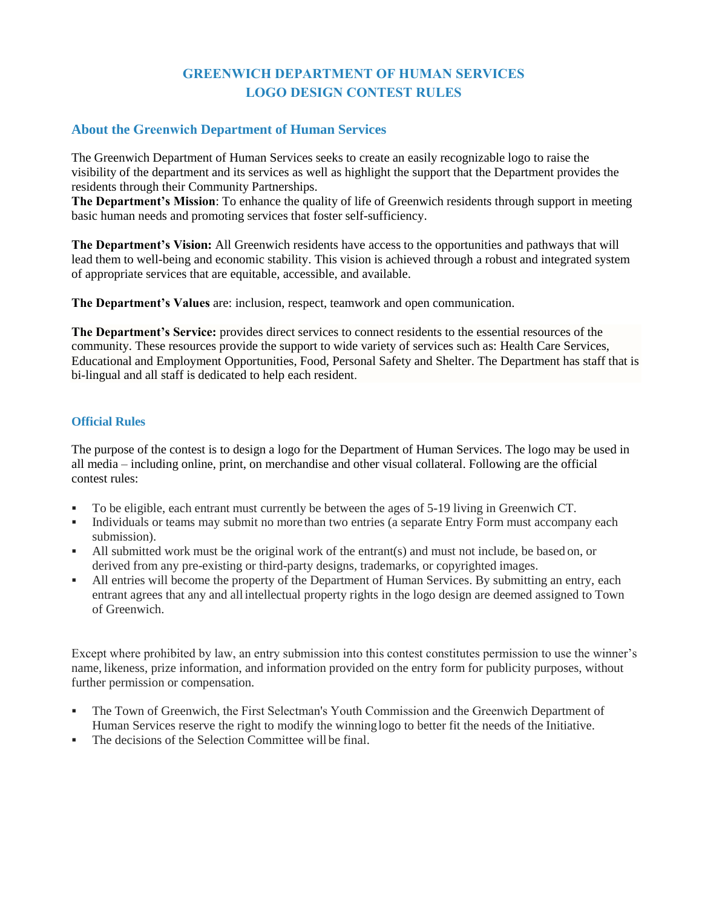# GREENWICH DEPARTMENT OF HUMAN SERVICES
# LOGO DESIGN CONTEST RULES

## About the Greenwich Department of Human Services

The Greenwich Department of Human Services seeks to create an easily recognizable logo to raise the visibility of the department and its services as well as highlight the support that the Department provides the residents through their Community Partnerships.
**The Department's Mission**: To enhance the quality of life of Greenwich residents through support in meeting basic human needs and promoting services that foster self-sufficiency.

**The Department's Vision:** All Greenwich residents have access to the opportunities and pathways that will lead them to well-being and economic stability. This vision is achieved through a robust and integrated system of appropriate services that are equitable, accessible, and available.

**The Department's Values** are: inclusion, respect, teamwork and open communication.

**The Department's Service:** provides direct services to connect residents to the essential resources of the community. These resources provide the support to wide variety of services such as: Health Care Services, Educational and Employment Opportunities, Food, Personal Safety and Shelter. The Department has staff that is bi-lingual and all staff is dedicated to help each resident.

### Official Rules

The purpose of the contest is to design a logo for the Department of Human Services. The logo may be used in all media – including online, print, on merchandise and other visual collateral. Following are the official contest rules:

- To be eligible, each entrant must currently be between the ages of 5-19 living in Greenwich CT.
- Individuals or teams may submit no more than two entries (a separate Entry Form must accompany each submission).
- All submitted work must be the original work of the entrant(s) and must not include, be based on, or derived from any pre-existing or third-party designs, trademarks, or copyrighted images.
- All entries will become the property of the Department of Human Services. By submitting an entry, each entrant agrees that any and all intellectual property rights in the logo design are deemed assigned to Town of Greenwich.

Except where prohibited by law, an entry submission into this contest constitutes permission to use the winner's name, likeness, prize information, and information provided on the entry form for publicity purposes, without further permission or compensation.

- The Town of Greenwich, the First Selectman's Youth Commission and the Greenwich Department of Human Services reserve the right to modify the winning logo to better fit the needs of the Initiative.
- The decisions of the Selection Committee will be final.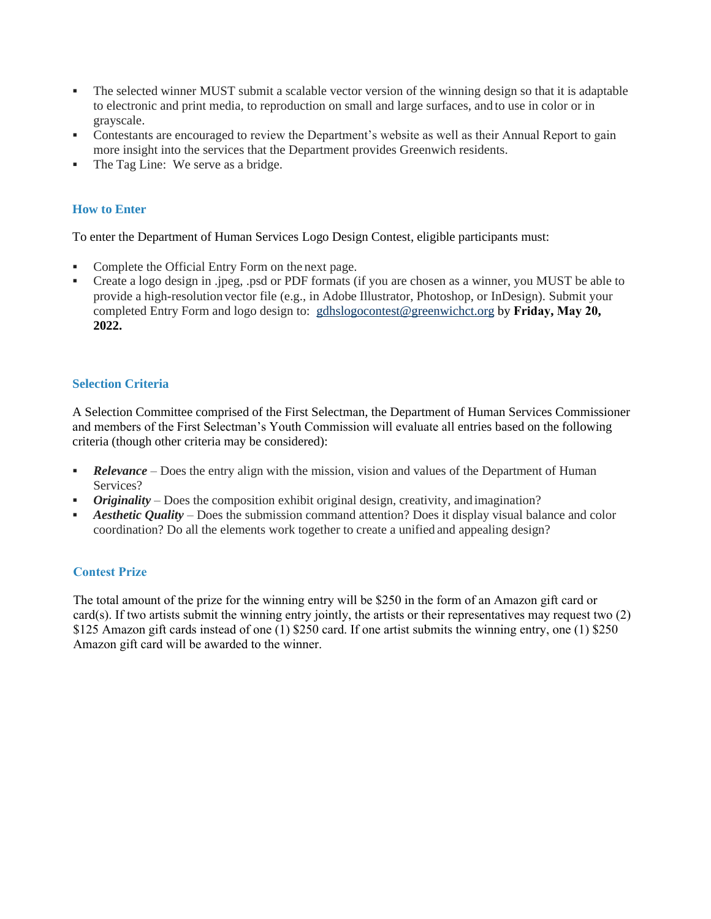- The selected winner MUST submit a scalable vector version of the winning design so that it is adaptable to electronic and print media, to reproduction on small and large surfaces, and to use in color or in grayscale.
- Contestants are encouraged to review the Department's website as well as their Annual Report to gain more insight into the services that the Department provides Greenwich residents.
- The Tag Line: We serve as a bridge.

## How to Enter

To enter the Department of Human Services Logo Design Contest, eligible participants must:

- Complete the Official Entry Form on the next page.
- Create a logo design in .jpeg, .psd or PDF formats (if you are chosen as a winner, you MUST be able to provide a high-resolution vector file (e.g., in Adobe Illustrator, Photoshop, or InDesign). Submit your completed Entry Form and logo design to: gdhslogocontest@greenwichct.org by **Friday, May 20, 2022.**

## Selection Criteria

A Selection Committee comprised of the First Selectman, the Department of Human Services Commissioner and members of the First Selectman's Youth Commission will evaluate all entries based on the following criteria (though other criteria may be considered):

- ***Relevance*** – Does the entry align with the mission, vision and values of the Department of Human Services?
- ***Originality*** – Does the composition exhibit original design, creativity, and imagination?
- ***Aesthetic Quality*** – Does the submission command attention? Does it display visual balance and color coordination? Do all the elements work together to create a unified and appealing design?

## Contest Prize

The total amount of the prize for the winning entry will be $250 in the form of an Amazon gift card or card(s). If two artists submit the winning entry jointly, the artists or their representatives may request two (2) $125 Amazon gift cards instead of one (1) $250 card. If one artist submits the winning entry, one (1) $250 Amazon gift card will be awarded to the winner.